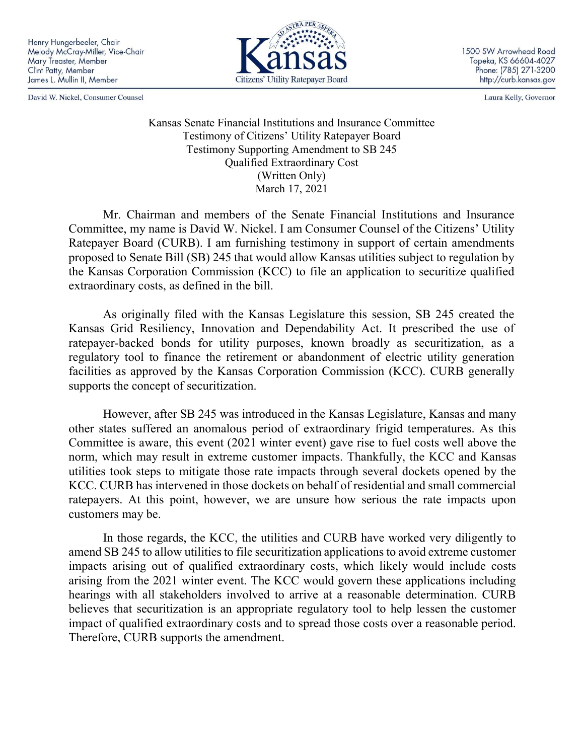Henry Hungerbeeler, Chair
Melody McCray-Miller, Vice-Chair
Mary Treaster, Member
Clint Patty, Member
James L. Mullin II, Member

David W. Nickel, Consumer Counsel

**Kansas**
Citizens' Utility Ratepayer Board

1500 SW Arrowhead Road
Topeka, KS 66604-4027
Phone: (785) 271-3200
http://curb.kansas.gov

Laura Kelly, Governor

Kansas Senate Financial Institutions and Insurance Committee
Testimony of Citizens' Utility Ratepayer Board
Testimony Supporting Amendment to SB 245
Qualified Extraordinary Cost
(Written Only)
March 17, 2021

Mr. Chairman and members of the Senate Financial Institutions and Insurance Committee, my name is David W. Nickel. I am Consumer Counsel of the Citizens' Utility Ratepayer Board (CURB). I am furnishing testimony in support of certain amendments proposed to Senate Bill (SB) 245 that would allow Kansas utilities subject to regulation by the Kansas Corporation Commission (KCC) to file an application to securitize qualified extraordinary costs, as defined in the bill.

As originally filed with the Kansas Legislature this session, SB 245 created the Kansas Grid Resiliency, Innovation and Dependability Act. It prescribed the use of ratepayer-backed bonds for utility purposes, known broadly as securitization, as a regulatory tool to finance the retirement or abandonment of electric utility generation facilities as approved by the Kansas Corporation Commission (KCC). CURB generally supports the concept of securitization.

However, after SB 245 was introduced in the Kansas Legislature, Kansas and many other states suffered an anomalous period of extraordinary frigid temperatures. As this Committee is aware, this event (2021 winter event) gave rise to fuel costs well above the norm, which may result in extreme customer impacts. Thankfully, the KCC and Kansas utilities took steps to mitigate those rate impacts through several dockets opened by the KCC. CURB has intervened in those dockets on behalf of residential and small commercial ratepayers. At this point, however, we are unsure how serious the rate impacts upon customers may be.

In those regards, the KCC, the utilities and CURB have worked very diligently to amend SB 245 to allow utilities to file securitization applications to avoid extreme customer impacts arising out of qualified extraordinary costs, which likely would include costs arising from the 2021 winter event. The KCC would govern these applications including hearings with all stakeholders involved to arrive at a reasonable determination. CURB believes that securitization is an appropriate regulatory tool to help lessen the customer impact of qualified extraordinary costs and to spread those costs over a reasonable period. Therefore, CURB supports the amendment.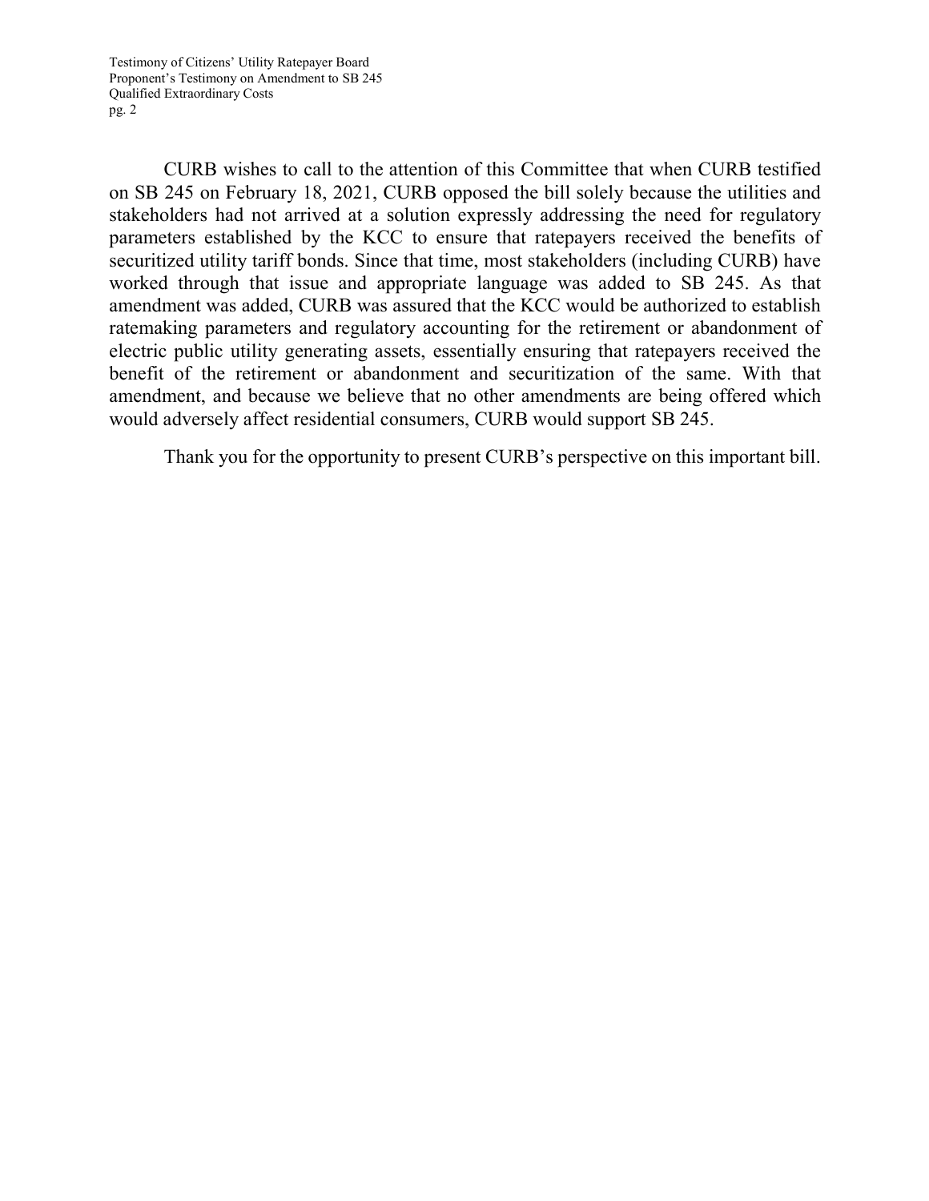CURB wishes to call to the attention of this Committee that when CURB testified on SB 245 on February 18, 2021, CURB opposed the bill solely because the utilities and stakeholders had not arrived at a solution expressly addressing the need for regulatory parameters established by the KCC to ensure that ratepayers received the benefits of securitized utility tariff bonds. Since that time, most stakeholders (including CURB) have worked through that issue and appropriate language was added to SB 245. As that amendment was added, CURB was assured that the KCC would be authorized to establish ratemaking parameters and regulatory accounting for the retirement or abandonment of electric public utility generating assets, essentially ensuring that ratepayers received the benefit of the retirement or abandonment and securitization of the same. With that amendment, and because we believe that no other amendments are being offered which would adversely affect residential consumers, CURB would support SB 245.

Thank you for the opportunity to present CURB's perspective on this important bill.